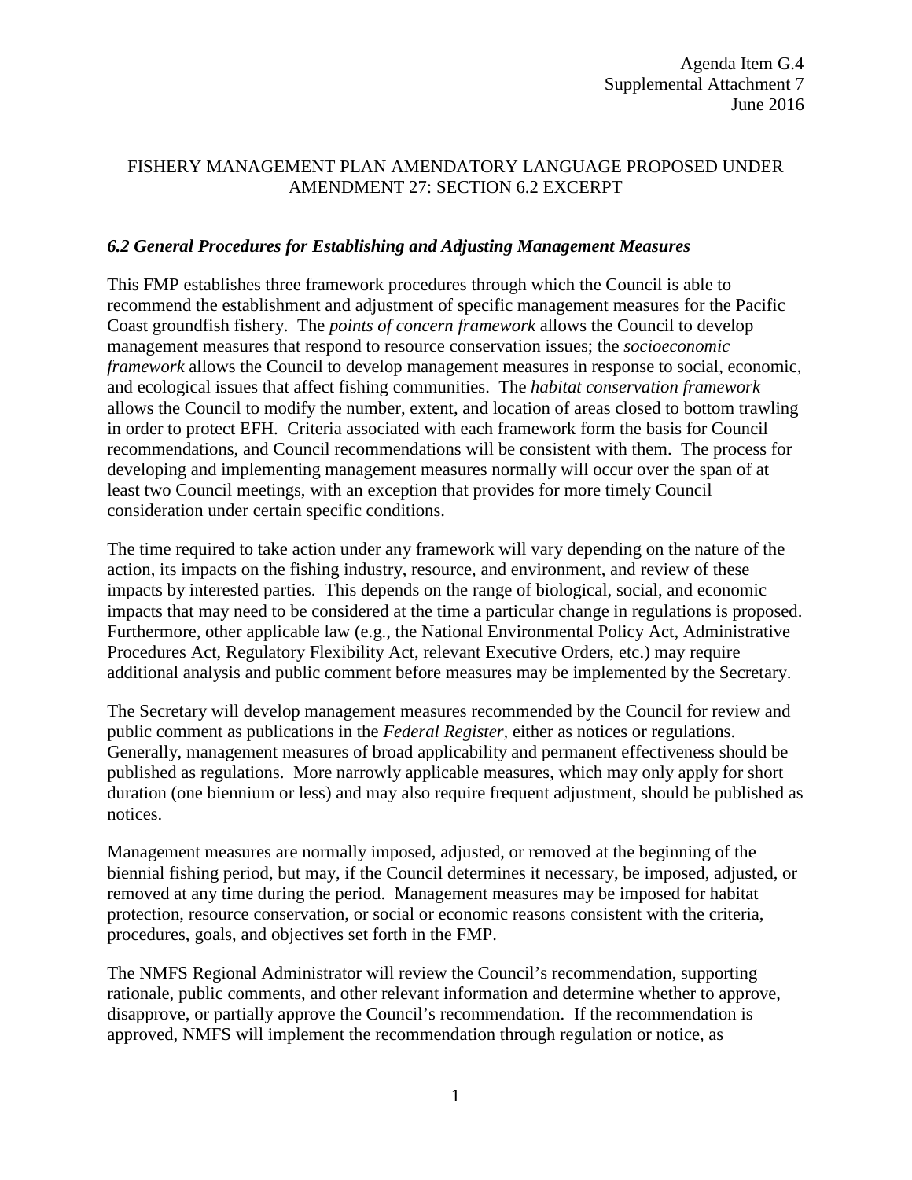Agenda Item G.4
Supplemental Attachment 7
June 2016

FISHERY MANAGEMENT PLAN AMENDATORY LANGUAGE PROPOSED UNDER AMENDMENT 27: SECTION 6.2 EXCERPT

### *6.2 General Procedures for Establishing and Adjusting Management Measures*

This FMP establishes three framework procedures through which the Council is able to recommend the establishment and adjustment of specific management measures for the Pacific Coast groundfish fishery. The *points of concern framework* allows the Council to develop management measures that respond to resource conservation issues; the *socioeconomic framework* allows the Council to develop management measures in response to social, economic, and ecological issues that affect fishing communities. The *habitat conservation framework* allows the Council to modify the number, extent, and location of areas closed to bottom trawling in order to protect EFH. Criteria associated with each framework form the basis for Council recommendations, and Council recommendations will be consistent with them. The process for developing and implementing management measures normally will occur over the span of at least two Council meetings, with an exception that provides for more timely Council consideration under certain specific conditions.

The time required to take action under any framework will vary depending on the nature of the action, its impacts on the fishing industry, resource, and environment, and review of these impacts by interested parties. This depends on the range of biological, social, and economic impacts that may need to be considered at the time a particular change in regulations is proposed. Furthermore, other applicable law (e.g., the National Environmental Policy Act, Administrative Procedures Act, Regulatory Flexibility Act, relevant Executive Orders, etc.) may require additional analysis and public comment before measures may be implemented by the Secretary.

The Secretary will develop management measures recommended by the Council for review and public comment as publications in the *Federal Register*, either as notices or regulations. Generally, management measures of broad applicability and permanent effectiveness should be published as regulations. More narrowly applicable measures, which may only apply for short duration (one biennium or less) and may also require frequent adjustment, should be published as notices.

Management measures are normally imposed, adjusted, or removed at the beginning of the biennial fishing period, but may, if the Council determines it necessary, be imposed, adjusted, or removed at any time during the period. Management measures may be imposed for habitat protection, resource conservation, or social or economic reasons consistent with the criteria, procedures, goals, and objectives set forth in the FMP.

The NMFS Regional Administrator will review the Council's recommendation, supporting rationale, public comments, and other relevant information and determine whether to approve, disapprove, or partially approve the Council's recommendation. If the recommendation is approved, NMFS will implement the recommendation through regulation or notice, as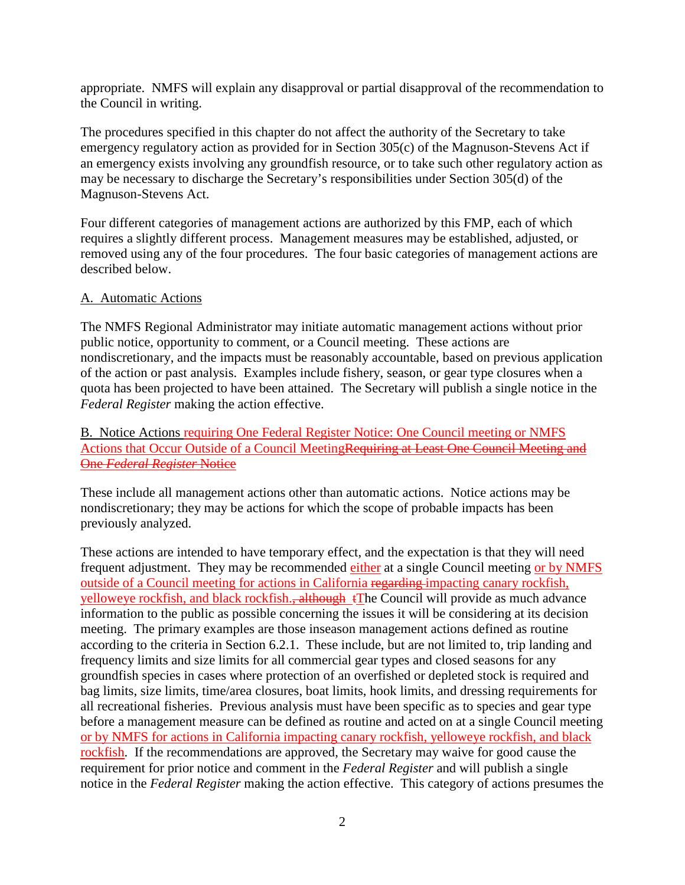appropriate. NMFS will explain any disapproval or partial disapproval of the recommendation to the Council in writing.

The procedures specified in this chapter do not affect the authority of the Secretary to take emergency regulatory action as provided for in Section 305(c) of the Magnuson-Stevens Act if an emergency exists involving any groundfish resource, or to take such other regulatory action as may be necessary to discharge the Secretary's responsibilities under Section 305(d) of the Magnuson-Stevens Act.

Four different categories of management actions are authorized by this FMP, each of which requires a slightly different process. Management measures may be established, adjusted, or removed using any of the four procedures. The four basic categories of management actions are described below.

### A. Automatic Actions

The NMFS Regional Administrator may initiate automatic management actions without prior public notice, opportunity to comment, or a Council meeting. These actions are nondiscretionary, and the impacts must be reasonably accountable, based on previous application of the action or past analysis. Examples include fishery, season, or gear type closures when a quota has been projected to have been attained. The Secretary will publish a single notice in the *Federal Register* making the action effective.

### B. Notice Actions requiring One Federal Register Notice: One Council meeting or NMFS Actions that Occur Outside of a Council Meeting~~Requiring at Least One Council Meeting and One *Federal Register* Notice~~

These include all management actions other than automatic actions. Notice actions may be nondiscretionary; they may be actions for which the scope of probable impacts has been previously analyzed.

These actions are intended to have temporary effect, and the expectation is that they will need frequent adjustment. They may be recommended either at a single Council meeting or by NMFS outside of a Council meeting for actions in California ~~regarding~~ impacting canary rockfish, yelloweye rockfish, and black rockfish.~~, although~~ ~~t~~The Council will provide as much advance information to the public as possible concerning the issues it will be considering at its decision meeting. The primary examples are those inseason management actions defined as routine according to the criteria in Section 6.2.1. These include, but are not limited to, trip landing and frequency limits and size limits for all commercial gear types and closed seasons for any groundfish species in cases where protection of an overfished or depleted stock is required and bag limits, size limits, time/area closures, boat limits, hook limits, and dressing requirements for all recreational fisheries. Previous analysis must have been specific as to species and gear type before a management measure can be defined as routine and acted on at a single Council meeting or by NMFS for actions in California impacting canary rockfish, yelloweye rockfish, and black rockfish. If the recommendations are approved, the Secretary may waive for good cause the requirement for prior notice and comment in the *Federal Register* and will publish a single notice in the *Federal Register* making the action effective. This category of actions presumes the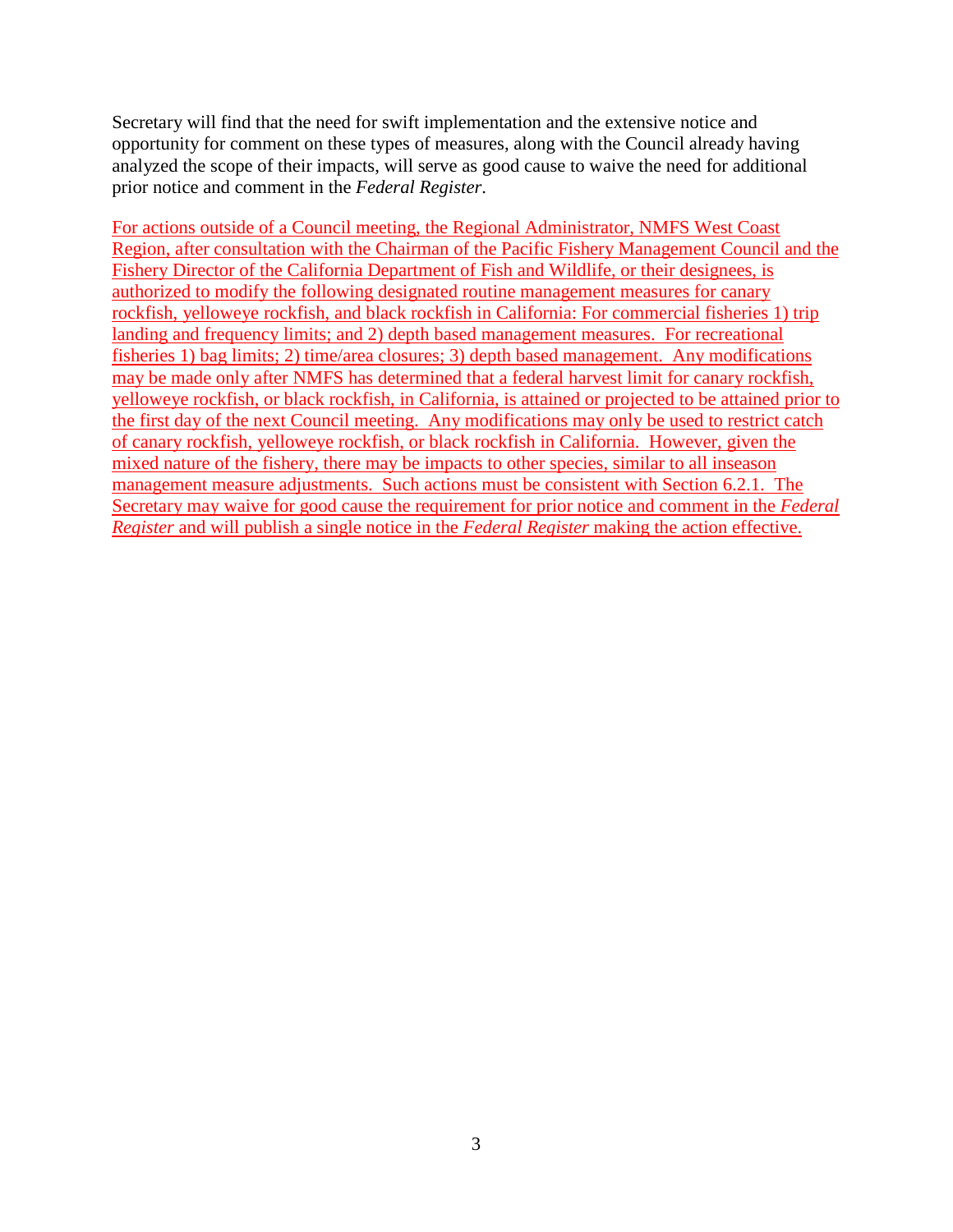Secretary will find that the need for swift implementation and the extensive notice and opportunity for comment on these types of measures, along with the Council already having analyzed the scope of their impacts, will serve as good cause to waive the need for additional prior notice and comment in the *Federal Register*.

For actions outside of a Council meeting, the Regional Administrator, NMFS West Coast Region, after consultation with the Chairman of the Pacific Fishery Management Council and the Fishery Director of the California Department of Fish and Wildlife, or their designees, is authorized to modify the following designated routine management measures for canary rockfish, yelloweye rockfish, and black rockfish in California: For commercial fisheries 1) trip landing and frequency limits; and 2) depth based management measures. For recreational fisheries 1) bag limits; 2) time/area closures; 3) depth based management. Any modifications may be made only after NMFS has determined that a federal harvest limit for canary rockfish, yelloweye rockfish, or black rockfish, in California, is attained or projected to be attained prior to the first day of the next Council meeting. Any modifications may only be used to restrict catch of canary rockfish, yelloweye rockfish, or black rockfish in California. However, given the mixed nature of the fishery, there may be impacts to other species, similar to all inseason management measure adjustments. Such actions must be consistent with Section 6.2.1. The Secretary may waive for good cause the requirement for prior notice and comment in the *Federal Register* and will publish a single notice in the *Federal Register* making the action effective.